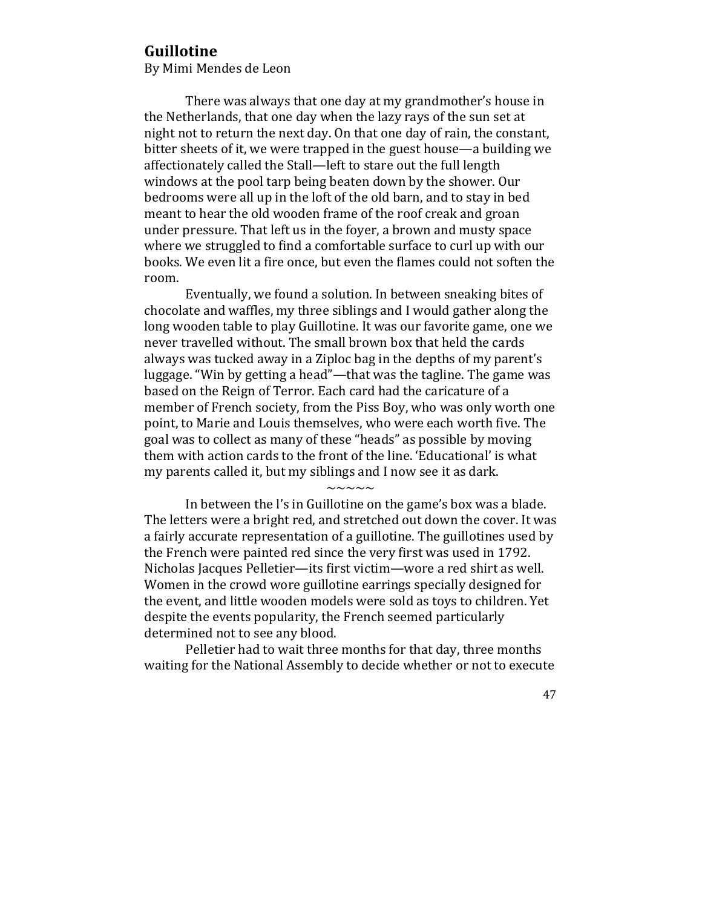## Guillotine

By Mimi Mendes de Leon

There was always that one day at my grandmother's house in the Netherlands, that one day when the lazy rays of the sun set at night not to return the next day. On that one day of rain, the constant, bitter sheets of it, we were trapped in the guest house—a building we affectionately called the Stall—left to stare out the full length windows at the pool tarp being beaten down by the shower. Our bedrooms were all up in the loft of the old barn, and to stay in bed meant to hear the old wooden frame of the roof creak and groan under pressure. That left us in the foyer, a brown and musty space where we struggled to find a comfortable surface to curl up with our books. We even lit a fire once, but even the flames could not soften the room.

Eventually, we found a solution. In between sneaking bites of chocolate and waffles, my three siblings and I would gather along the long wooden table to play Guillotine. It was our favorite game, one we never travelled without. The small brown box that held the cards always was tucked away in a Ziploc bag in the depths of my parent's luggage. "Win by getting a head"—that was the tagline. The game was based on the Reign of Terror. Each card had the caricature of a member of French society, from the Piss Boy, who was only worth one point, to Marie and Louis themselves, who were each worth five. The goal was to collect as many of these "heads" as possible by moving them with action cards to the front of the line. 'Educational' is what my parents called it, but my siblings and I now see it as dark.

~~~~~

In between the l's in Guillotine on the game's box was a blade. The letters were a bright red, and stretched out down the cover. It was a fairly accurate representation of a guillotine. The guillotines used by the French were painted red since the very first was used in 1792. Nicholas Jacques Pelletier—its first victim—wore a red shirt as well. Women in the crowd wore guillotine earrings specially designed for the event, and little wooden models were sold as toys to children. Yet despite the events popularity, the French seemed particularly determined not to see any blood.

Pelletier had to wait three months for that day, three months waiting for the National Assembly to decide whether or not to execute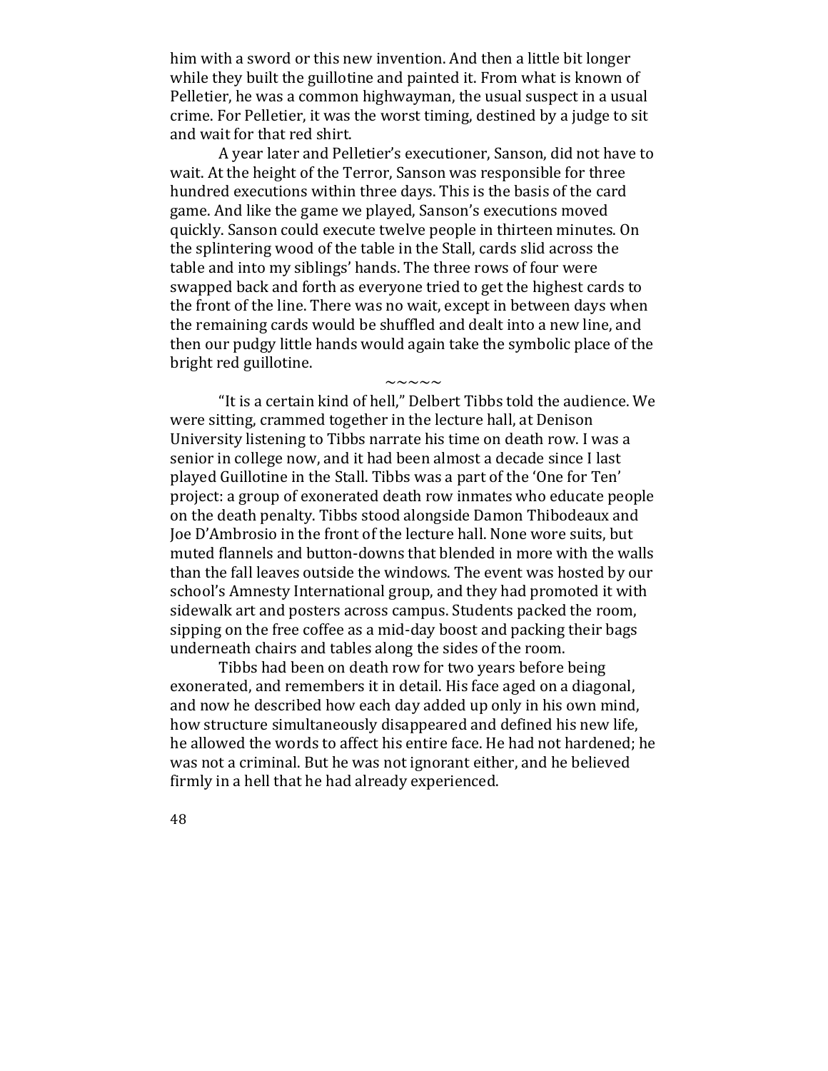him with a sword or this new invention. And then a little bit longer while they built the guillotine and painted it. From what is known of Pelletier, he was a common highwayman, the usual suspect in a usual crime. For Pelletier, it was the worst timing, destined by a judge to sit and wait for that red shirt.

A year later and Pelletier's executioner, Sanson, did not have to wait. At the height of the Terror, Sanson was responsible for three hundred executions within three days. This is the basis of the card game. And like the game we played, Sanson's executions moved quickly. Sanson could execute twelve people in thirteen minutes. On the splintering wood of the table in the Stall, cards slid across the table and into my siblings' hands. The three rows of four were swapped back and forth as everyone tried to get the highest cards to the front of the line. There was no wait, except in between days when the remaining cards would be shuffled and dealt into a new line, and then our pudgy little hands would again take the symbolic place of the bright red guillotine.

~~~~~

"It is a certain kind of hell," Delbert Tibbs told the audience. We were sitting, crammed together in the lecture hall, at Denison University listening to Tibbs narrate his time on death row. I was a senior in college now, and it had been almost a decade since I last played Guillotine in the Stall. Tibbs was a part of the 'One for Ten' project: a group of exonerated death row inmates who educate people on the death penalty. Tibbs stood alongside Damon Thibodeaux and Joe D'Ambrosio in the front of the lecture hall. None wore suits, but muted flannels and button-downs that blended in more with the walls than the fall leaves outside the windows. The event was hosted by our school's Amnesty International group, and they had promoted it with sidewalk art and posters across campus. Students packed the room, sipping on the free coffee as a mid-day boost and packing their bags underneath chairs and tables along the sides of the room.

Tibbs had been on death row for two years before being exonerated, and remembers it in detail. His face aged on a diagonal, and now he described how each day added up only in his own mind, how structure simultaneously disappeared and defined his new life, he allowed the words to affect his entire face. He had not hardened; he was not a criminal. But he was not ignorant either, and he believed firmly in a hell that he had already experienced.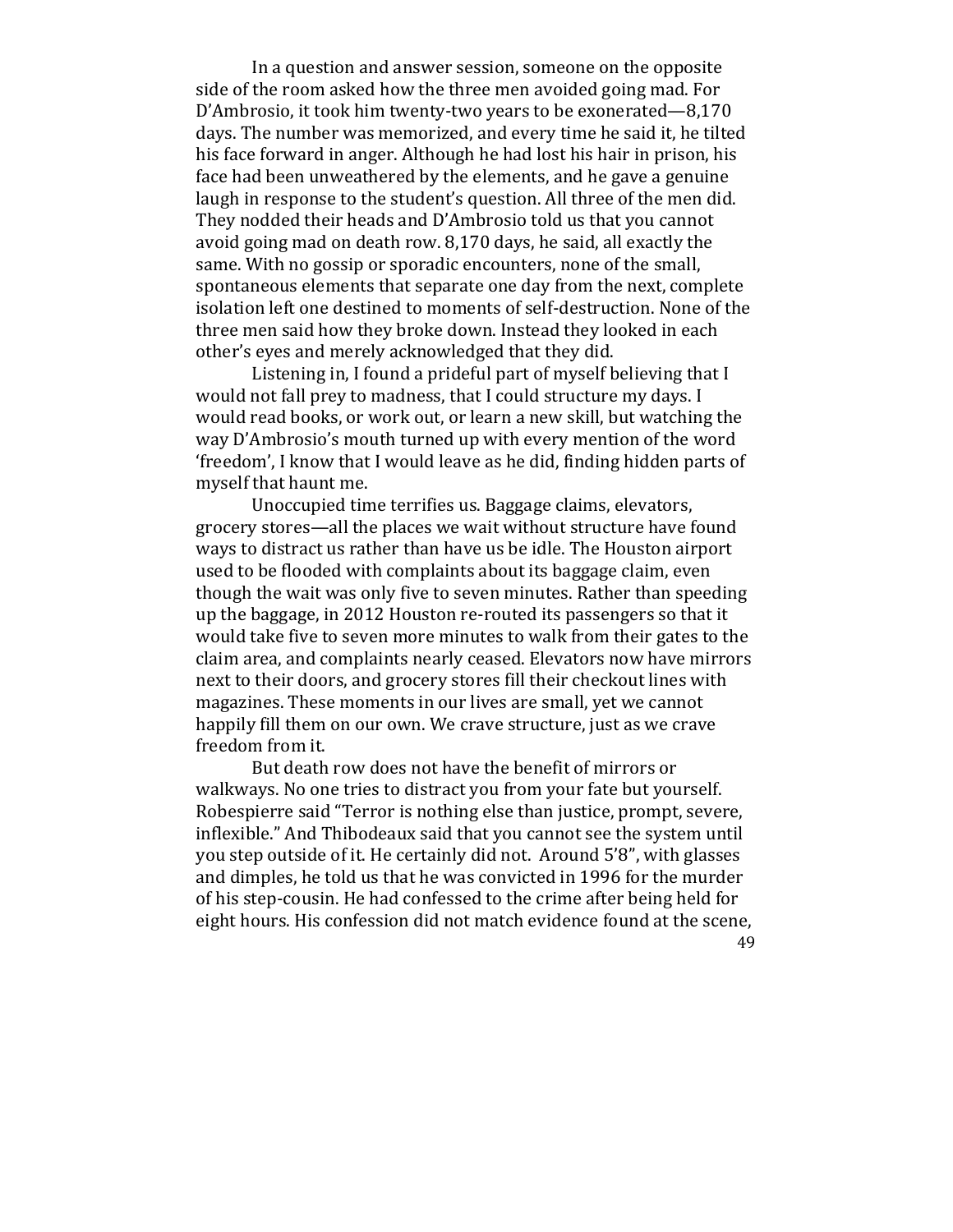In a question and answer session, someone on the opposite side of the room asked how the three men avoided going mad. For D'Ambrosio, it took him twenty-two years to be exonerated—8,170 days. The number was memorized, and every time he said it, he tilted his face forward in anger. Although he had lost his hair in prison, his face had been unweathered by the elements, and he gave a genuine laugh in response to the student's question. All three of the men did. They nodded their heads and D'Ambrosio told us that you cannot avoid going mad on death row. 8,170 days, he said, all exactly the same. With no gossip or sporadic encounters, none of the small, spontaneous elements that separate one day from the next, complete isolation left one destined to moments of self-destruction. None of the three men said how they broke down. Instead they looked in each other's eyes and merely acknowledged that they did.

Listening in, I found a prideful part of myself believing that I would not fall prey to madness, that I could structure my days. I would read books, or work out, or learn a new skill, but watching the way D'Ambrosio's mouth turned up with every mention of the word 'freedom', I know that I would leave as he did, finding hidden parts of myself that haunt me.

Unoccupied time terrifies us. Baggage claims, elevators, grocery stores—all the places we wait without structure have found ways to distract us rather than have us be idle. The Houston airport used to be flooded with complaints about its baggage claim, even though the wait was only five to seven minutes. Rather than speeding up the baggage, in 2012 Houston re-routed its passengers so that it would take five to seven more minutes to walk from their gates to the claim area, and complaints nearly ceased. Elevators now have mirrors next to their doors, and grocery stores fill their checkout lines with magazines. These moments in our lives are small, yet we cannot happily fill them on our own. We crave structure, just as we crave freedom from it.

But death row does not have the benefit of mirrors or walkways. No one tries to distract you from your fate but yourself. Robespierre said "Terror is nothing else than justice, prompt, severe, inflexible." And Thibodeaux said that you cannot see the system until you step outside of it. He certainly did not. Around 5'8", with glasses and dimples, he told us that he was convicted in 1996 for the murder of his step-cousin. He had confessed to the crime after being held for eight hours. His confession did not match evidence found at the scene,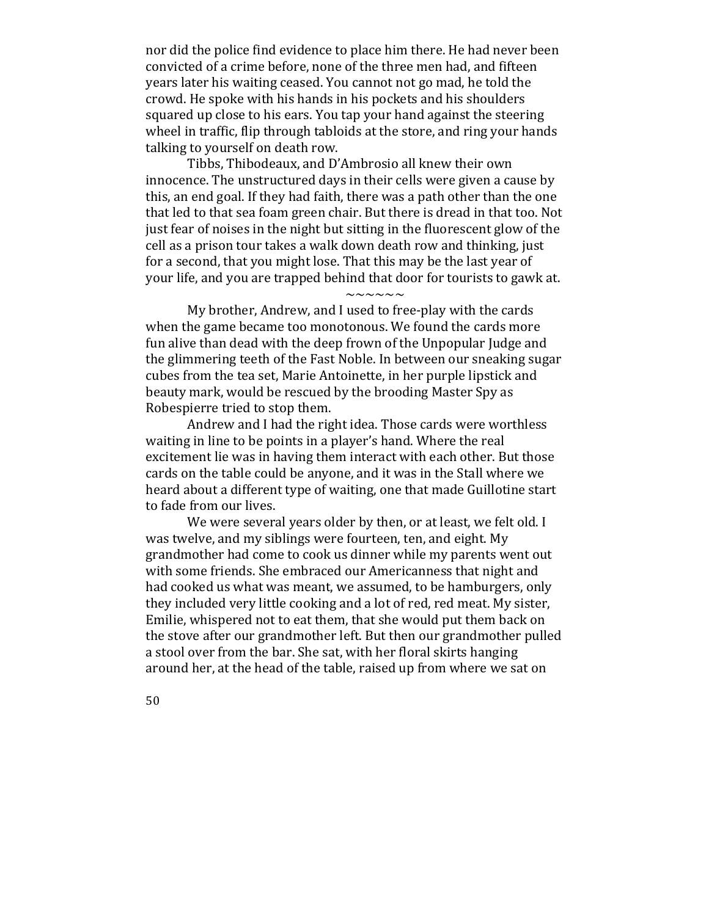nor did the police find evidence to place him there. He had never been convicted of a crime before, none of the three men had, and fifteen years later his waiting ceased. You cannot not go mad, he told the crowd. He spoke with his hands in his pockets and his shoulders squared up close to his ears. You tap your hand against the steering wheel in traffic, flip through tabloids at the store, and ring your hands talking to yourself on death row.

Tibbs, Thibodeaux, and D'Ambrosio all knew their own innocence. The unstructured days in their cells were given a cause by this, an end goal. If they had faith, there was a path other than the one that led to that sea foam green chair. But there is dread in that too. Not just fear of noises in the night but sitting in the fluorescent glow of the cell as a prison tour takes a walk down death row and thinking, just for a second, that you might lose. That this may be the last year of your life, and you are trapped behind that door for tourists to gawk at.

~~~~~~

My brother, Andrew, and I used to free-play with the cards when the game became too monotonous. We found the cards more fun alive than dead with the deep frown of the Unpopular Judge and the glimmering teeth of the Fast Noble. In between our sneaking sugar cubes from the tea set, Marie Antoinette, in her purple lipstick and beauty mark, would be rescued by the brooding Master Spy as Robespierre tried to stop them.

Andrew and I had the right idea. Those cards were worthless waiting in line to be points in a player's hand. Where the real excitement lie was in having them interact with each other. But those cards on the table could be anyone, and it was in the Stall where we heard about a different type of waiting, one that made Guillotine start to fade from our lives.

We were several years older by then, or at least, we felt old. I was twelve, and my siblings were fourteen, ten, and eight. My grandmother had come to cook us dinner while my parents went out with some friends. She embraced our Americanness that night and had cooked us what was meant, we assumed, to be hamburgers, only they included very little cooking and a lot of red, red meat. My sister, Emilie, whispered not to eat them, that she would put them back on the stove after our grandmother left. But then our grandmother pulled a stool over from the bar. She sat, with her floral skirts hanging around her, at the head of the table, raised up from where we sat on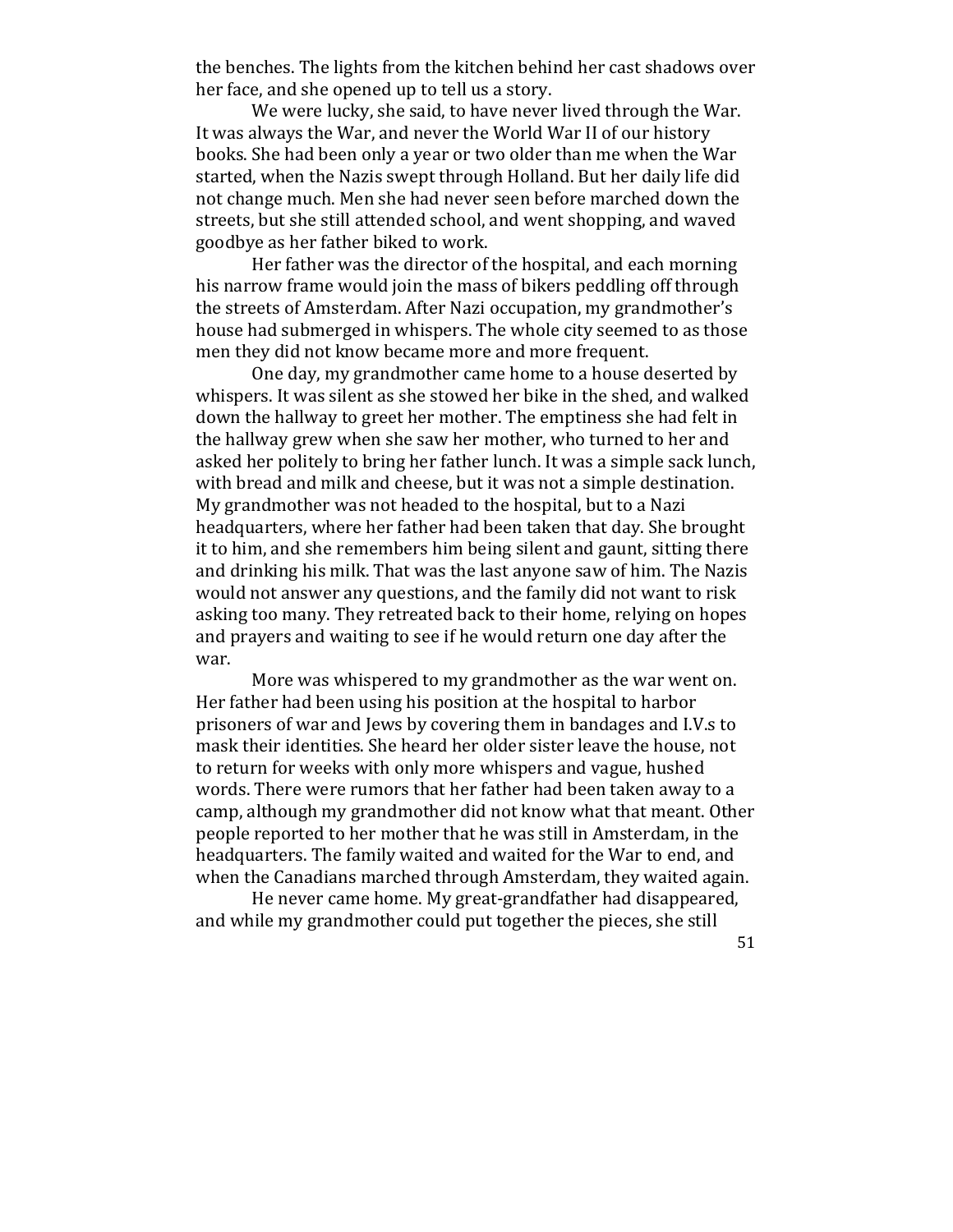the benches. The lights from the kitchen behind her cast shadows over her face, and she opened up to tell us a story.

We were lucky, she said, to have never lived through the War. It was always the War, and never the World War II of our history books. She had been only a year or two older than me when the War started, when the Nazis swept through Holland. But her daily life did not change much. Men she had never seen before marched down the streets, but she still attended school, and went shopping, and waved goodbye as her father biked to work.

Her father was the director of the hospital, and each morning his narrow frame would join the mass of bikers peddling off through the streets of Amsterdam. After Nazi occupation, my grandmother's house had submerged in whispers. The whole city seemed to as those men they did not know became more and more frequent.

One day, my grandmother came home to a house deserted by whispers. It was silent as she stowed her bike in the shed, and walked down the hallway to greet her mother. The emptiness she had felt in the hallway grew when she saw her mother, who turned to her and asked her politely to bring her father lunch. It was a simple sack lunch, with bread and milk and cheese, but it was not a simple destination. My grandmother was not headed to the hospital, but to a Nazi headquarters, where her father had been taken that day. She brought it to him, and she remembers him being silent and gaunt, sitting there and drinking his milk. That was the last anyone saw of him. The Nazis would not answer any questions, and the family did not want to risk asking too many. They retreated back to their home, relying on hopes and prayers and waiting to see if he would return one day after the war.

More was whispered to my grandmother as the war went on. Her father had been using his position at the hospital to harbor prisoners of war and Jews by covering them in bandages and I.V.s to mask their identities. She heard her older sister leave the house, not to return for weeks with only more whispers and vague, hushed words. There were rumors that her father had been taken away to a camp, although my grandmother did not know what that meant. Other people reported to her mother that he was still in Amsterdam, in the headquarters. The family waited and waited for the War to end, and when the Canadians marched through Amsterdam, they waited again.

He never came home. My great-grandfather had disappeared, and while my grandmother could put together the pieces, she still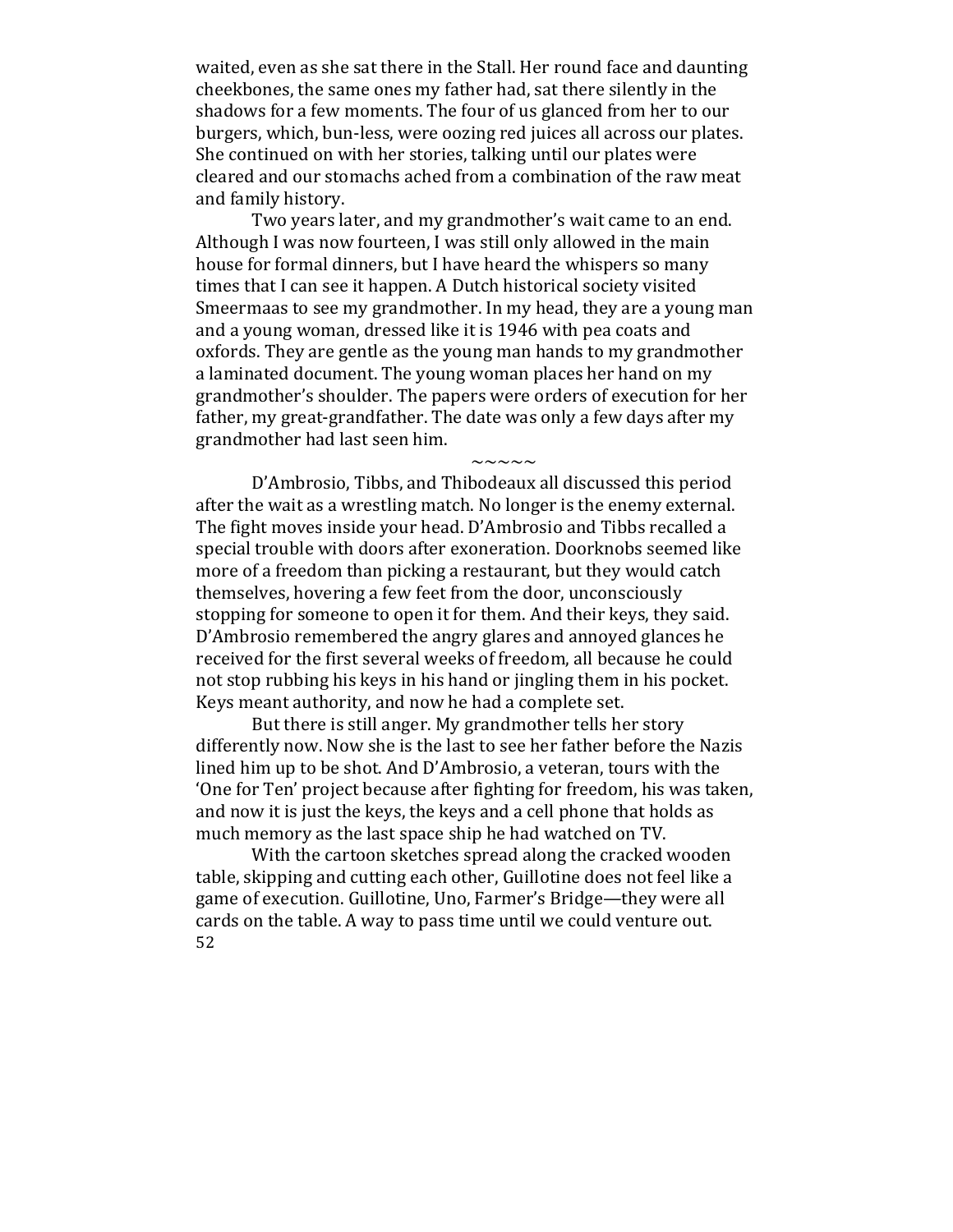waited, even as she sat there in the Stall. Her round face and daunting cheekbones, the same ones my father had, sat there silently in the shadows for a few moments. The four of us glanced from her to our burgers, which, bun-less, were oozing red juices all across our plates. She continued on with her stories, talking until our plates were cleared and our stomachs ached from a combination of the raw meat and family history.

Two years later, and my grandmother's wait came to an end. Although I was now fourteen, I was still only allowed in the main house for formal dinners, but I have heard the whispers so many times that I can see it happen. A Dutch historical society visited Smeermaas to see my grandmother. In my head, they are a young man and a young woman, dressed like it is 1946 with pea coats and oxfords. They are gentle as the young man hands to my grandmother a laminated document. The young woman places her hand on my grandmother's shoulder. The papers were orders of execution for her father, my great-grandfather. The date was only a few days after my grandmother had last seen him.

~~~~~

D'Ambrosio, Tibbs, and Thibodeaux all discussed this period after the wait as a wrestling match. No longer is the enemy external. The fight moves inside your head. D'Ambrosio and Tibbs recalled a special trouble with doors after exoneration. Doorknobs seemed like more of a freedom than picking a restaurant, but they would catch themselves, hovering a few feet from the door, unconsciously stopping for someone to open it for them. And their keys, they said. D'Ambrosio remembered the angry glares and annoyed glances he received for the first several weeks of freedom, all because he could not stop rubbing his keys in his hand or jingling them in his pocket. Keys meant authority, and now he had a complete set.

But there is still anger. My grandmother tells her story differently now. Now she is the last to see her father before the Nazis lined him up to be shot. And D'Ambrosio, a veteran, tours with the 'One for Ten' project because after fighting for freedom, his was taken, and now it is just the keys, the keys and a cell phone that holds as much memory as the last space ship he had watched on TV.

With the cartoon sketches spread along the cracked wooden table, skipping and cutting each other, Guillotine does not feel like a game of execution. Guillotine, Uno, Farmer's Bridge—they were all cards on the table. A way to pass time until we could venture out.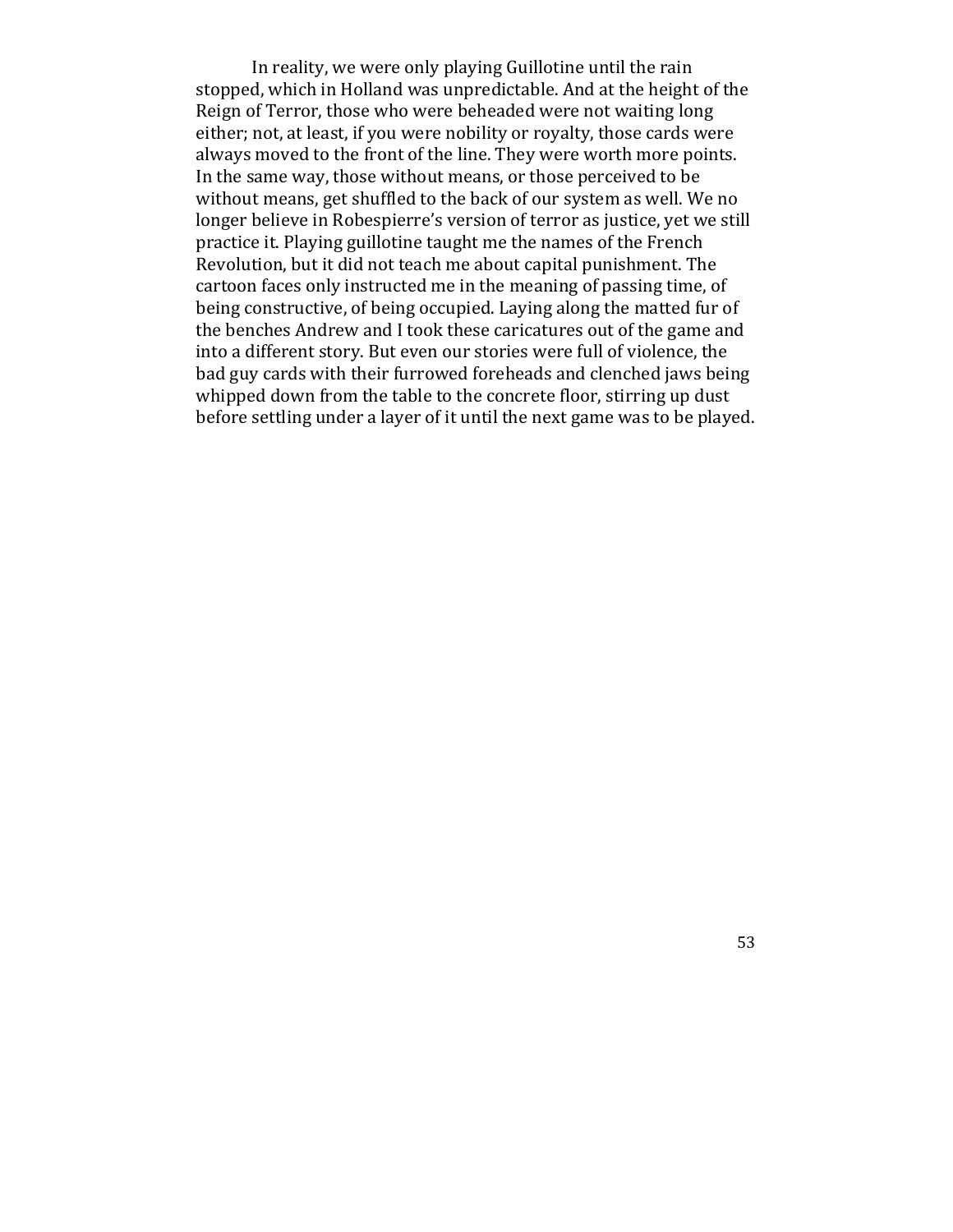In reality, we were only playing Guillotine until the rain stopped, which in Holland was unpredictable. And at the height of the Reign of Terror, those who were beheaded were not waiting long either; not, at least, if you were nobility or royalty, those cards were always moved to the front of the line. They were worth more points. In the same way, those without means, or those perceived to be without means, get shuffled to the back of our system as well. We no longer believe in Robespierre's version of terror as justice, yet we still practice it. Playing guillotine taught me the names of the French Revolution, but it did not teach me about capital punishment. The cartoon faces only instructed me in the meaning of passing time, of being constructive, of being occupied. Laying along the matted fur of the benches Andrew and I took these caricatures out of the game and into a different story. But even our stories were full of violence, the bad guy cards with their furrowed foreheads and clenched jaws being whipped down from the table to the concrete floor, stirring up dust before settling under a layer of it until the next game was to be played.